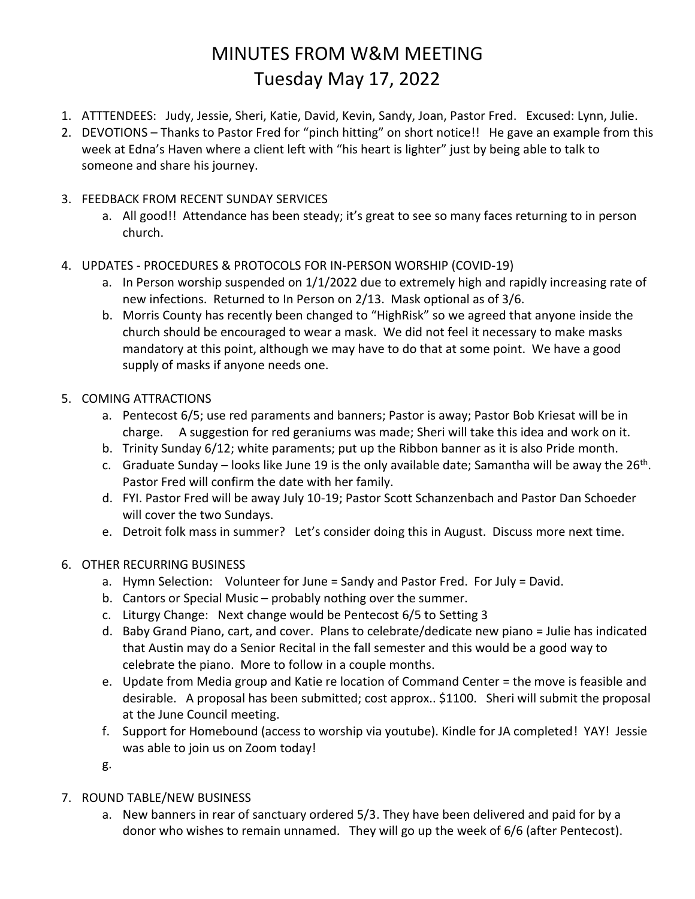# MINUTES FROM W&M MEETING
# Tuesday May 17, 2022

1. ATTTENDEES: Judy, Jessie, Sheri, Katie, David, Kevin, Sandy, Joan, Pastor Fred. Excused: Lynn, Julie.
2. DEVOTIONS – Thanks to Pastor Fred for "pinch hitting" on short notice!! He gave an example from this week at Edna's Haven where a client left with "his heart is lighter" just by being able to talk to someone and share his journey.
3. FEEDBACK FROM RECENT SUNDAY SERVICES
   a. All good!! Attendance has been steady; it's great to see so many faces returning to in person church.
4. UPDATES - PROCEDURES & PROTOCOLS FOR IN-PERSON WORSHIP (COVID-19)
   a. In Person worship suspended on 1/1/2022 due to extremely high and rapidly increasing rate of new infections. Returned to In Person on 2/13. Mask optional as of 3/6.
   b. Morris County has recently been changed to "HighRisk" so we agreed that anyone inside the church should be encouraged to wear a mask. We did not feel it necessary to make masks mandatory at this point, although we may have to do that at some point. We have a good supply of masks if anyone needs one.
5. COMING ATTRACTIONS
   a. Pentecost 6/5; use red paraments and banners; Pastor is away; Pastor Bob Kriesat will be in charge. A suggestion for red geraniums was made; Sheri will take this idea and work on it.
   b. Trinity Sunday 6/12; white paraments; put up the Ribbon banner as it is also Pride month.
   c. Graduate Sunday – looks like June 19 is the only available date; Samantha will be away the 26th. Pastor Fred will confirm the date with her family.
   d. FYI. Pastor Fred will be away July 10-19; Pastor Scott Schanzenbach and Pastor Dan Schoeder will cover the two Sundays.
   e. Detroit folk mass in summer? Let's consider doing this in August. Discuss more next time.
6. OTHER RECURRING BUSINESS
   a. Hymn Selection: Volunteer for June = Sandy and Pastor Fred. For July = David.
   b. Cantors or Special Music – probably nothing over the summer.
   c. Liturgy Change: Next change would be Pentecost 6/5 to Setting 3
   d. Baby Grand Piano, cart, and cover. Plans to celebrate/dedicate new piano = Julie has indicated that Austin may do a Senior Recital in the fall semester and this would be a good way to celebrate the piano. More to follow in a couple months.
   e. Update from Media group and Katie re location of Command Center = the move is feasible and desirable. A proposal has been submitted; cost approx.. $1100. Sheri will submit the proposal at the June Council meeting.
   f. Support for Homebound (access to worship via youtube). Kindle for JA completed! YAY! Jessie was able to join us on Zoom today!
   g.
7. ROUND TABLE/NEW BUSINESS
   a. New banners in rear of sanctuary ordered 5/3. They have been delivered and paid for by a donor who wishes to remain unnamed. They will go up the week of 6/6 (after Pentecost).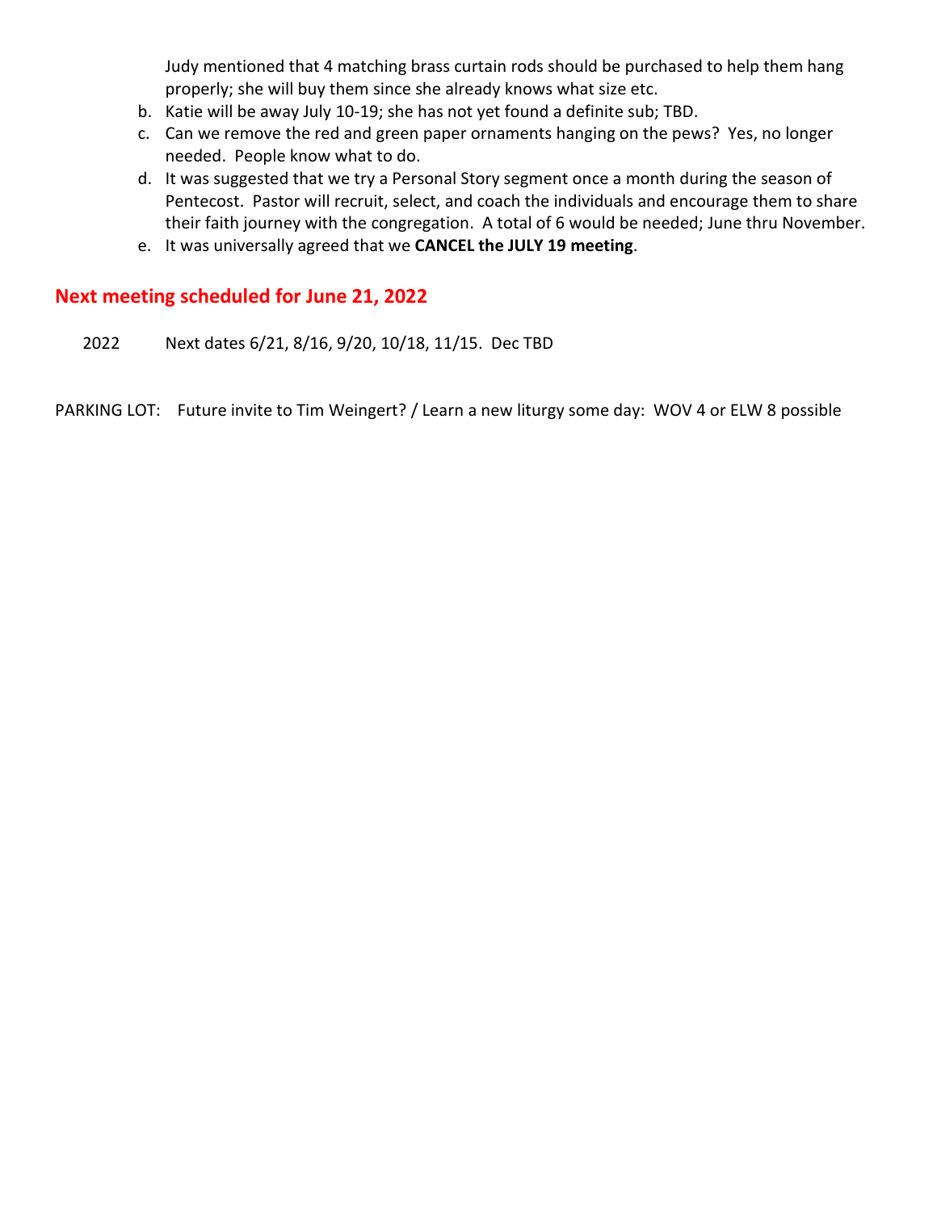Judy mentioned that 4 matching brass curtain rods should be purchased to help them hang properly; she will buy them since she already knows what size etc.

b. Katie will be away July 10-19; she has not yet found a definite sub; TBD.
c. Can we remove the red and green paper ornaments hanging on the pews? Yes, no longer needed. People know what to do.
d. It was suggested that we try a Personal Story segment once a month during the season of Pentecost. Pastor will recruit, select, and coach the individuals and encourage them to share their faith journey with the congregation. A total of 6 would be needed; June thru November.
e. It was universally agreed that we **CANCEL the JULY 19 meeting**.

## Next meeting scheduled for June 21, 2022

2022 Next dates 6/21, 8/16, 9/20, 10/18, 11/15. Dec TBD

PARKING LOT: Future invite to Tim Weingert? / Learn a new liturgy some day: WOV 4 or ELW 8 possible